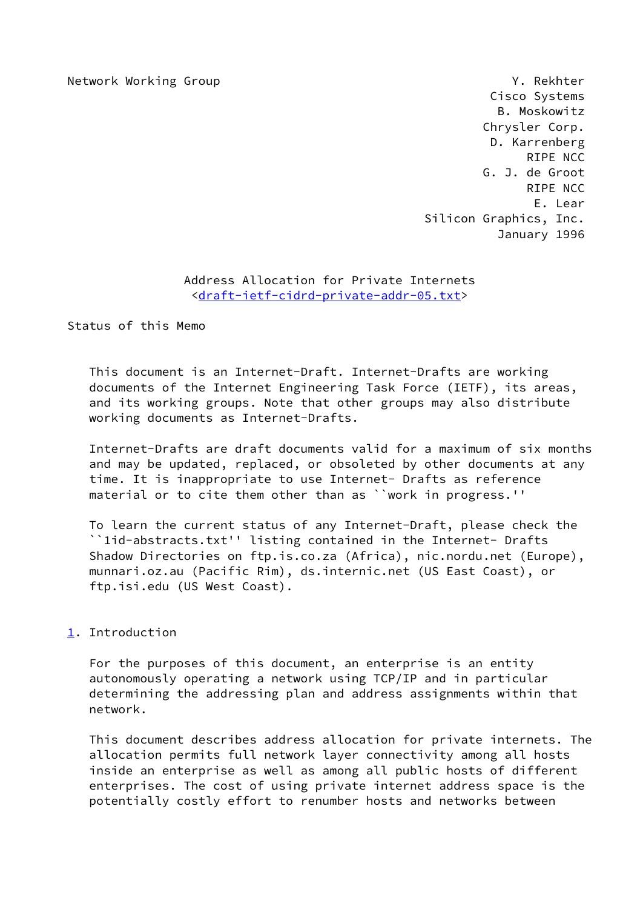Network Working Group

Y. Rekhter
Cisco Systems
B. Moskowitz
Chrysler Corp.
D. Karrenberg
RIPE NCC
G. J. de Groot
RIPE NCC
E. Lear
Silicon Graphics, Inc.
January 1996

# Address Allocation for Private Internets

<draft-ietf-cidrd-private-addr-05.txt>

## Status of this Memo

This document is an Internet-Draft. Internet-Drafts are working documents of the Internet Engineering Task Force (IETF), its areas, and its working groups. Note that other groups may also distribute working documents as Internet-Drafts.

Internet-Drafts are draft documents valid for a maximum of six months and may be updated, replaced, or obsoleted by other documents at any time. It is inappropriate to use Internet- Drafts as reference material or to cite them other than as ``work in progress.''

To learn the current status of any Internet-Draft, please check the ``1id-abstracts.txt'' listing contained in the Internet- Drafts Shadow Directories on ftp.is.co.za (Africa), nic.nordu.net (Europe), munnari.oz.au (Pacific Rim), ds.internic.net (US East Coast), or ftp.isi.edu (US West Coast).

## 1. Introduction

For the purposes of this document, an enterprise is an entity autonomously operating a network using TCP/IP and in particular determining the addressing plan and address assignments within that network.

This document describes address allocation for private internets. The allocation permits full network layer connectivity among all hosts inside an enterprise as well as among all public hosts of different enterprises. The cost of using private internet address space is the potentially costly effort to renumber hosts and networks between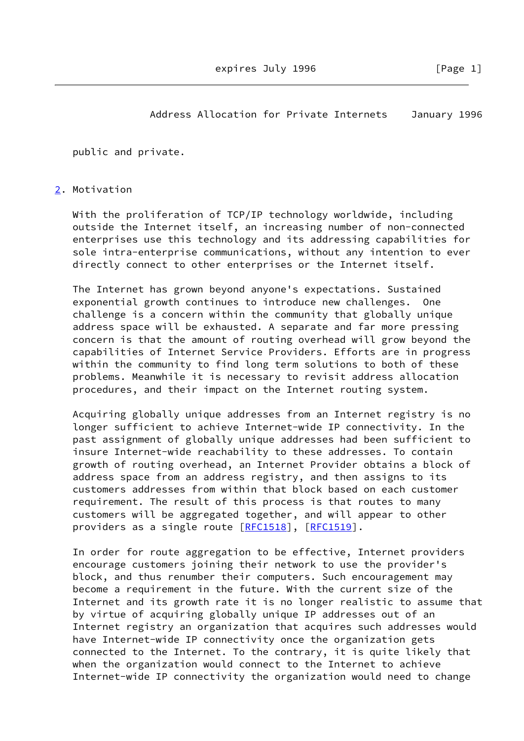public and private.

## 2. Motivation

With the proliferation of TCP/IP technology worldwide, including outside the Internet itself, an increasing number of non-connected enterprises use this technology and its addressing capabilities for sole intra-enterprise communications, without any intention to ever directly connect to other enterprises or the Internet itself.

The Internet has grown beyond anyone's expectations. Sustained exponential growth continues to introduce new challenges. One challenge is a concern within the community that globally unique address space will be exhausted. A separate and far more pressing concern is that the amount of routing overhead will grow beyond the capabilities of Internet Service Providers. Efforts are in progress within the community to find long term solutions to both of these problems. Meanwhile it is necessary to revisit address allocation procedures, and their impact on the Internet routing system.

Acquiring globally unique addresses from an Internet registry is no longer sufficient to achieve Internet-wide IP connectivity. In the past assignment of globally unique addresses had been sufficient to insure Internet-wide reachability to these addresses. To contain growth of routing overhead, an Internet Provider obtains a block of address space from an address registry, and then assigns to its customers addresses from within that block based on each customer requirement. The result of this process is that routes to many customers will be aggregated together, and will appear to other providers as a single route [RFC1518], [RFC1519].

In order for route aggregation to be effective, Internet providers encourage customers joining their network to use the provider's block, and thus renumber their computers. Such encouragement may become a requirement in the future. With the current size of the Internet and its growth rate it is no longer realistic to assume that by virtue of acquiring globally unique IP addresses out of an Internet registry an organization that acquires such addresses would have Internet-wide IP connectivity once the organization gets connected to the Internet. To the contrary, it is quite likely that when the organization would connect to the Internet to achieve Internet-wide IP connectivity the organization would need to change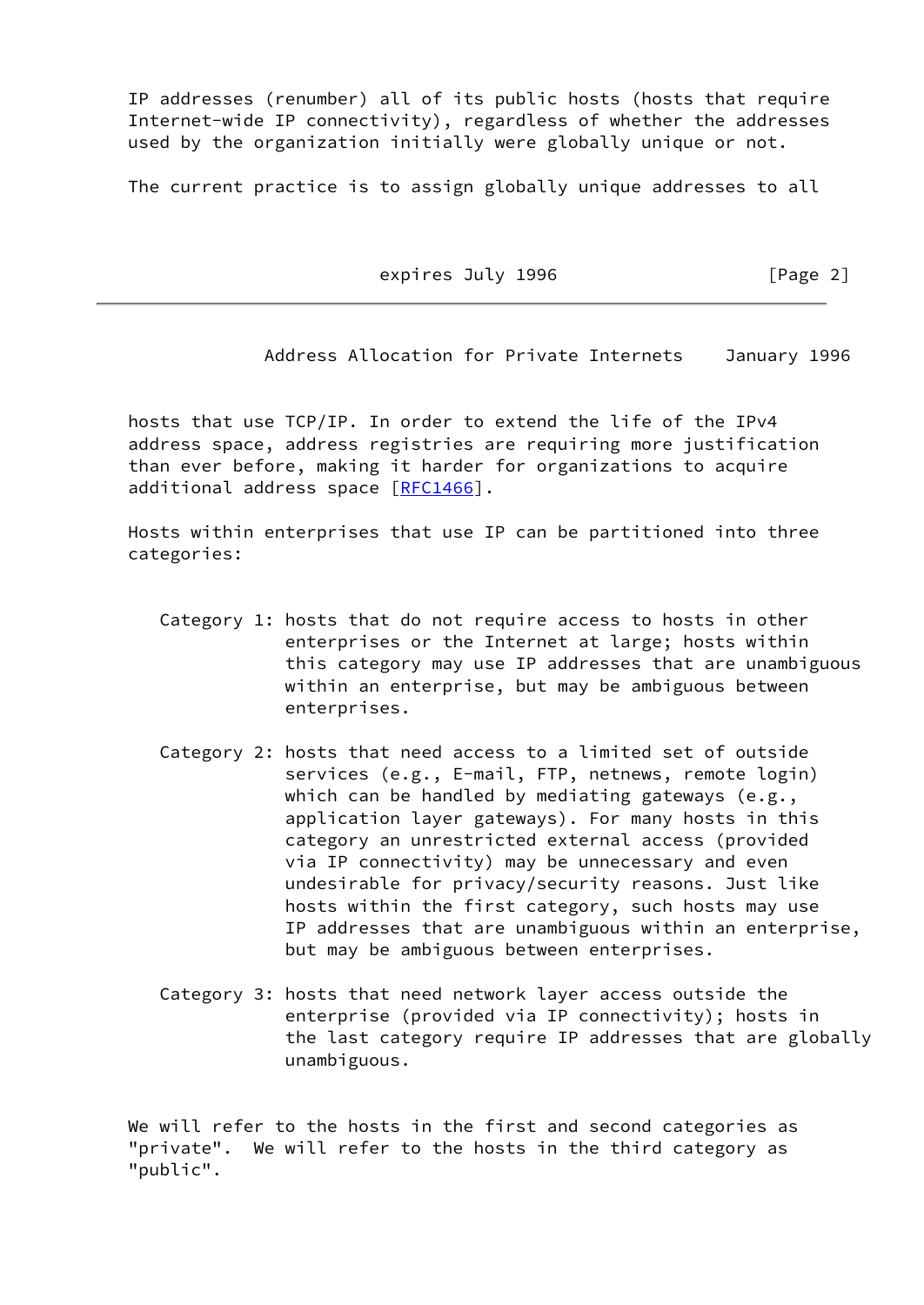IP addresses (renumber) all of its public hosts (hosts that require Internet-wide IP connectivity), regardless of whether the addresses used by the organization initially were globally unique or not.

The current practice is to assign globally unique addresses to all hosts that use TCP/IP. In order to extend the life of the IPv4 address space, address registries are requiring more justification than ever before, making it harder for organizations to acquire additional address space [RFC1466].

Hosts within enterprises that use IP can be partitioned into three categories:

Category 1: hosts that do not require access to hosts in other enterprises or the Internet at large; hosts within this category may use IP addresses that are unambiguous within an enterprise, but may be ambiguous between enterprises.

Category 2: hosts that need access to a limited set of outside services (e.g., E-mail, FTP, netnews, remote login) which can be handled by mediating gateways (e.g., application layer gateways). For many hosts in this category an unrestricted external access (provided via IP connectivity) may be unnecessary and even undesirable for privacy/security reasons. Just like hosts within the first category, such hosts may use IP addresses that are unambiguous within an enterprise, but may be ambiguous between enterprises.

Category 3: hosts that need network layer access outside the enterprise (provided via IP connectivity); hosts in the last category require IP addresses that are globally unambiguous.

We will refer to the hosts in the first and second categories as "private". We will refer to the hosts in the third category as "public".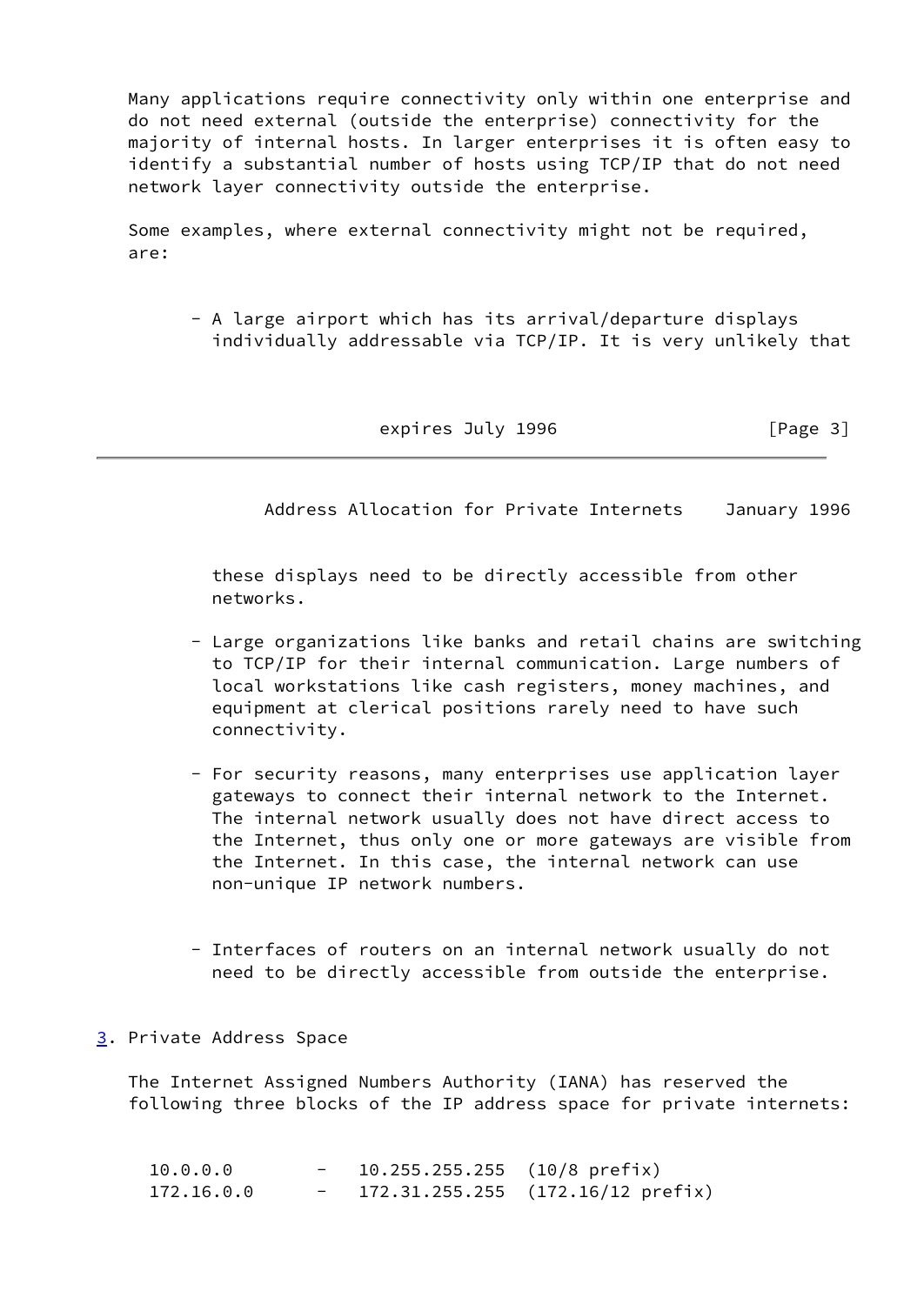Many applications require connectivity only within one enterprise and do not need external (outside the enterprise) connectivity for the majority of internal hosts. In larger enterprises it is often easy to identify a substantial number of hosts using TCP/IP that do not need network layer connectivity outside the enterprise.

Some examples, where external connectivity might not be required, are:

- A large airport which has its arrival/departure displays individually addressable via TCP/IP. It is very unlikely that these displays need to be directly accessible from other networks.

- Large organizations like banks and retail chains are switching to TCP/IP for their internal communication. Large numbers of local workstations like cash registers, money machines, and equipment at clerical positions rarely need to have such connectivity.

- For security reasons, many enterprises use application layer gateways to connect their internal network to the Internet. The internal network usually does not have direct access to the Internet, thus only one or more gateways are visible from the Internet. In this case, the internal network can use non-unique IP network numbers.

- Interfaces of routers on an internal network usually do not need to be directly accessible from outside the enterprise.

## 3. Private Address Space

The Internet Assigned Numbers Authority (IANA) has reserved the following three blocks of the IP address space for private internets:

```
10.0.0.0        -   10.255.255.255  (10/8 prefix)
172.16.0.0      -   172.31.255.255  (172.16/12 prefix)
```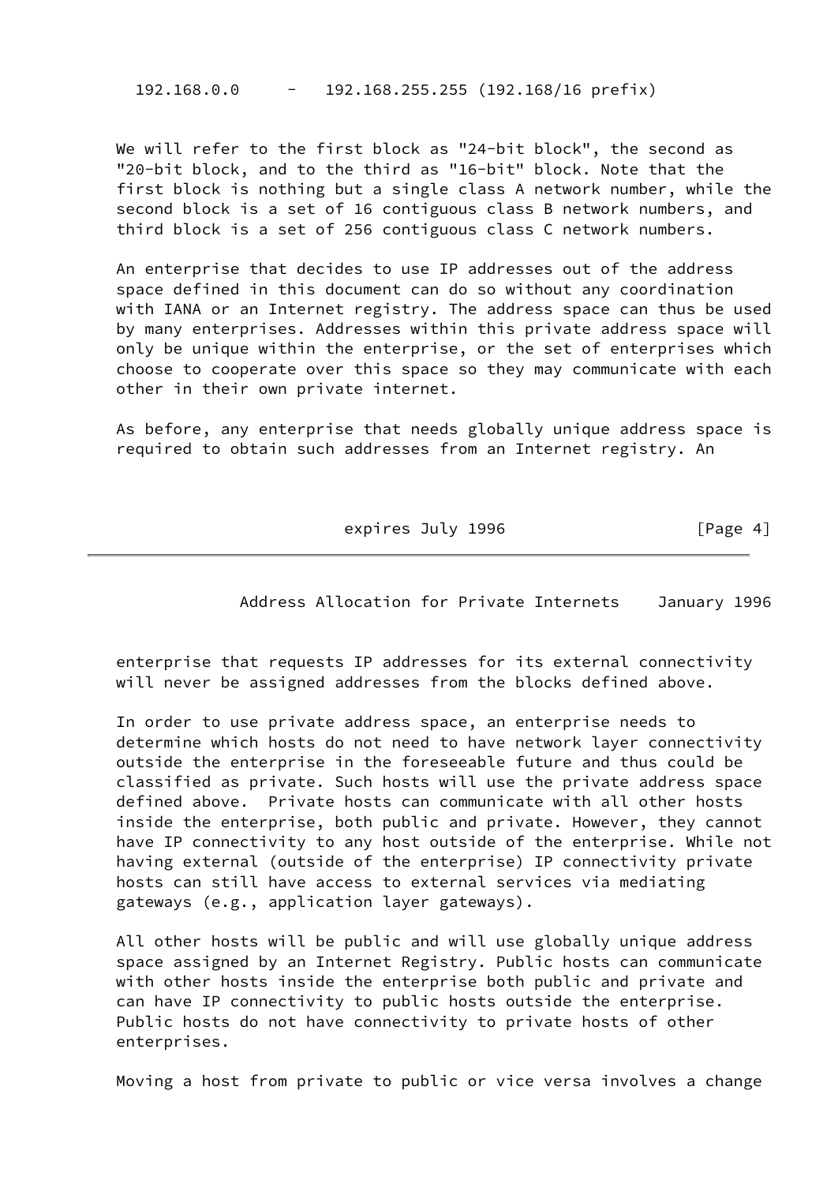192.168.0.0 - 192.168.255.255 (192.168/16 prefix)

We will refer to the first block as "24-bit block", the second as "20-bit block, and to the third as "16-bit" block. Note that the first block is nothing but a single class A network number, while the second block is a set of 16 contiguous class B network numbers, and third block is a set of 256 contiguous class C network numbers.

An enterprise that decides to use IP addresses out of the address space defined in this document can do so without any coordination with IANA or an Internet registry. The address space can thus be used by many enterprises. Addresses within this private address space will only be unique within the enterprise, or the set of enterprises which choose to cooperate over this space so they may communicate with each other in their own private internet.

As before, any enterprise that needs globally unique address space is required to obtain such addresses from an Internet registry. An enterprise that requests IP addresses for its external connectivity will never be assigned addresses from the blocks defined above.

In order to use private address space, an enterprise needs to determine which hosts do not need to have network layer connectivity outside the enterprise in the foreseeable future and thus could be classified as private. Such hosts will use the private address space defined above. Private hosts can communicate with all other hosts inside the enterprise, both public and private. However, they cannot have IP connectivity to any host outside of the enterprise. While not having external (outside of the enterprise) IP connectivity private hosts can still have access to external services via mediating gateways (e.g., application layer gateways).

All other hosts will be public and will use globally unique address space assigned by an Internet Registry. Public hosts can communicate with other hosts inside the enterprise both public and private and can have IP connectivity to public hosts outside the enterprise. Public hosts do not have connectivity to private hosts of other enterprises.

Moving a host from private to public or vice versa involves a change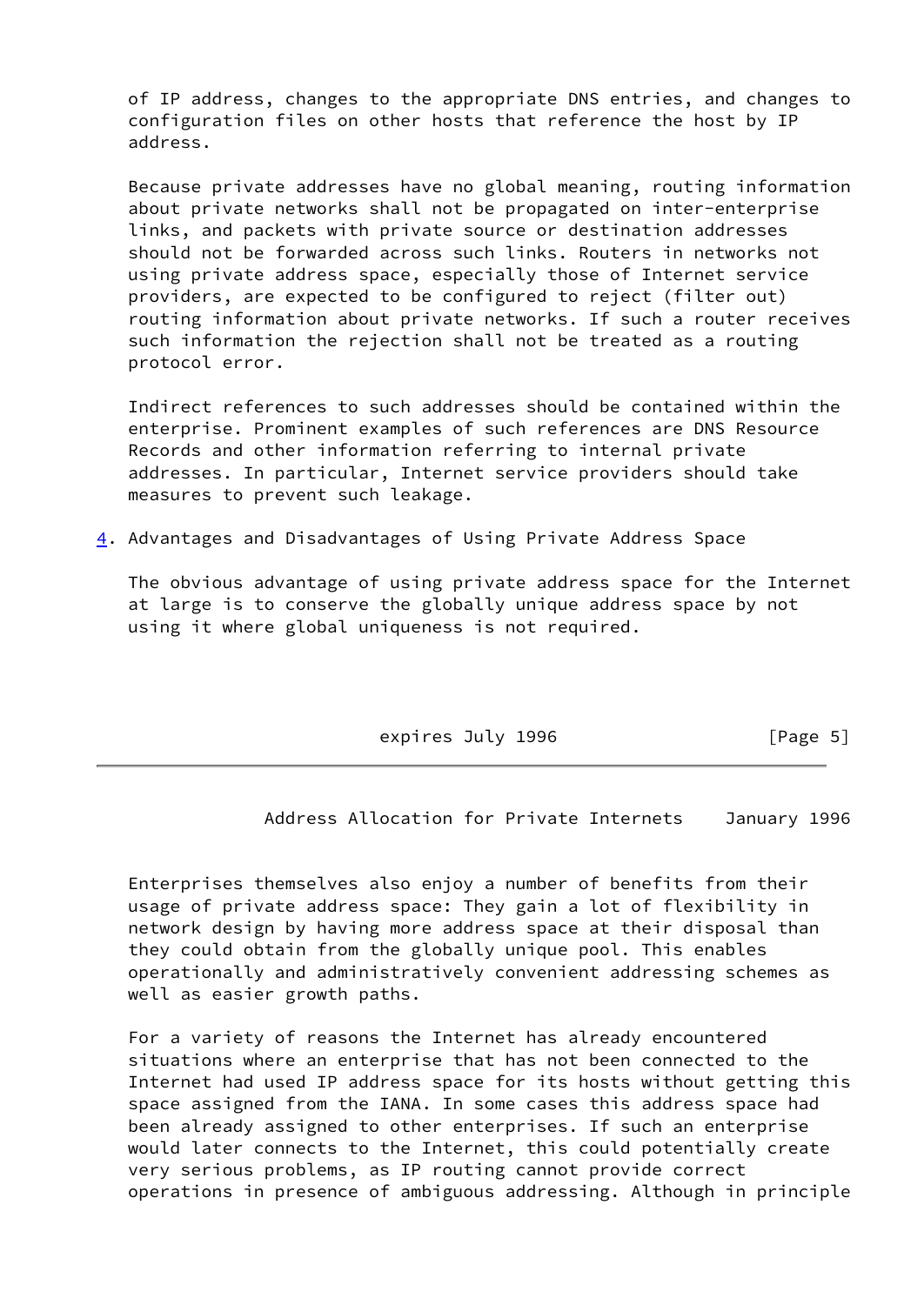of IP address, changes to the appropriate DNS entries, and changes to configuration files on other hosts that reference the host by IP address.

Because private addresses have no global meaning, routing information about private networks shall not be propagated on inter-enterprise links, and packets with private source or destination addresses should not be forwarded across such links. Routers in networks not using private address space, especially those of Internet service providers, are expected to be configured to reject (filter out) routing information about private networks. If such a router receives such information the rejection shall not be treated as a routing protocol error.

Indirect references to such addresses should be contained within the enterprise. Prominent examples of such references are DNS Resource Records and other information referring to internal private addresses. In particular, Internet service providers should take measures to prevent such leakage.

## 4. Advantages and Disadvantages of Using Private Address Space

The obvious advantage of using private address space for the Internet at large is to conserve the globally unique address space by not using it where global uniqueness is not required.

Enterprises themselves also enjoy a number of benefits from their usage of private address space: They gain a lot of flexibility in network design by having more address space at their disposal than they could obtain from the globally unique pool. This enables operationally and administratively convenient addressing schemes as well as easier growth paths.

For a variety of reasons the Internet has already encountered situations where an enterprise that has not been connected to the Internet had used IP address space for its hosts without getting this space assigned from the IANA. In some cases this address space had been already assigned to other enterprises. If such an enterprise would later connects to the Internet, this could potentially create very serious problems, as IP routing cannot provide correct operations in presence of ambiguous addressing. Although in principle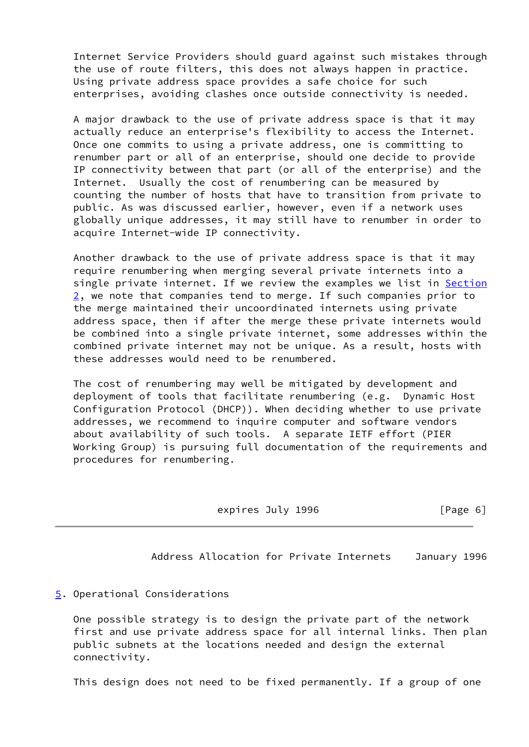Internet Service Providers should guard against such mistakes through the use of route filters, this does not always happen in practice. Using private address space provides a safe choice for such enterprises, avoiding clashes once outside connectivity is needed.

A major drawback to the use of private address space is that it may actually reduce an enterprise's flexibility to access the Internet. Once one commits to using a private address, one is committing to renumber part or all of an enterprise, should one decide to provide IP connectivity between that part (or all of the enterprise) and the Internet.  Usually the cost of renumbering can be measured by counting the number of hosts that have to transition from private to public. As was discussed earlier, however, even if a network uses globally unique addresses, it may still have to renumber in order to acquire Internet-wide IP connectivity.

Another drawback to the use of private address space is that it may require renumbering when merging several private internets into a single private internet. If we review the examples we list in Section 2, we note that companies tend to merge. If such companies prior to the merge maintained their uncoordinated internets using private address space, then if after the merge these private internets would be combined into a single private internet, some addresses within the combined private internet may not be unique. As a result, hosts with these addresses would need to be renumbered.

The cost of renumbering may well be mitigated by development and deployment of tools that facilitate renumbering (e.g.  Dynamic Host Configuration Protocol (DHCP)). When deciding whether to use private addresses, we recommend to inquire computer and software vendors about availability of such tools.  A separate IETF effort (PIER Working Group) is pursuing full documentation of the requirements and procedures for renumbering.

## 5. Operational Considerations

One possible strategy is to design the private part of the network first and use private address space for all internal links. Then plan public subnets at the locations needed and design the external connectivity.

This design does not need to be fixed permanently. If a group of one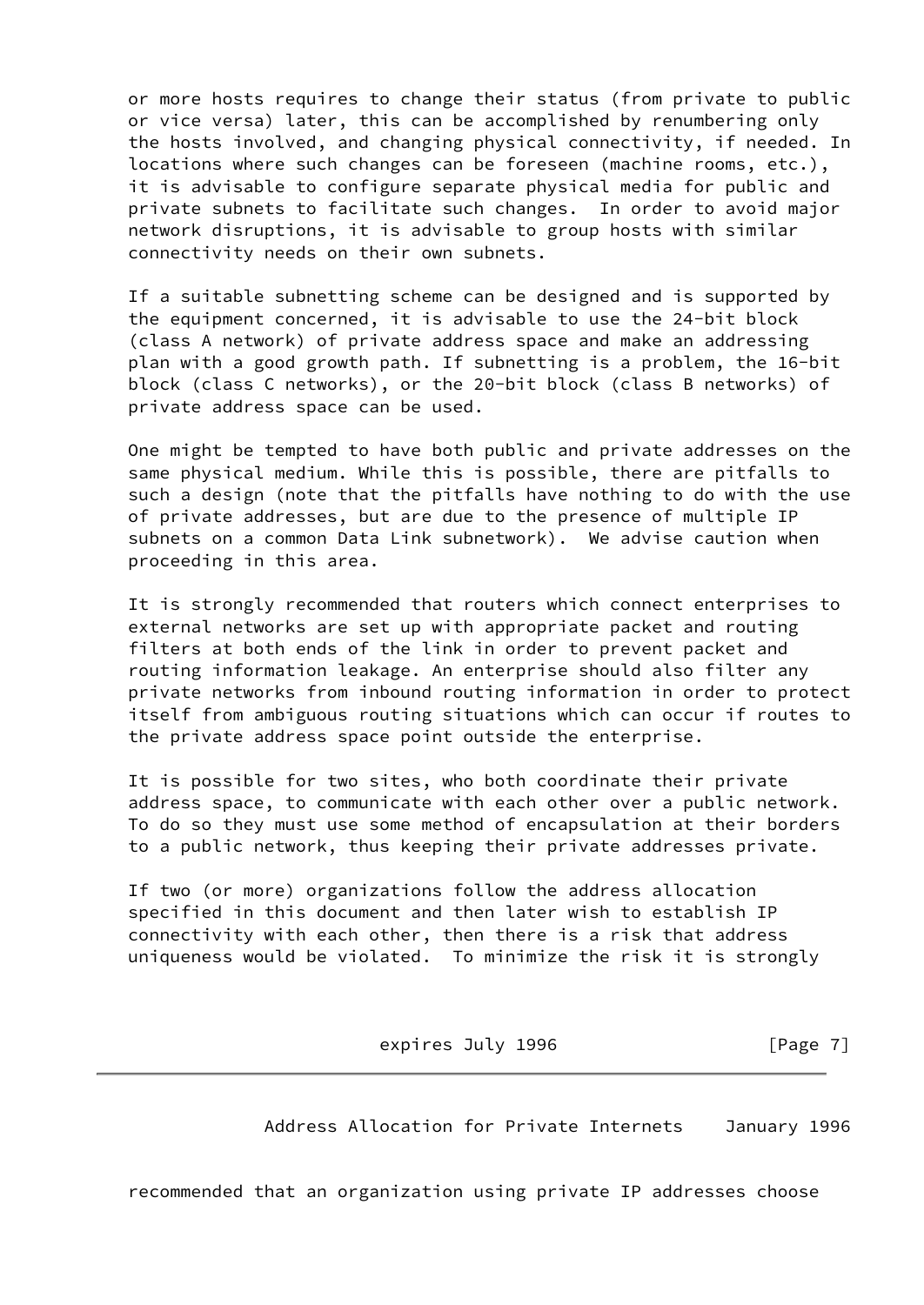or more hosts requires to change their status (from private to public or vice versa) later, this can be accomplished by renumbering only the hosts involved, and changing physical connectivity, if needed. In locations where such changes can be foreseen (machine rooms, etc.), it is advisable to configure separate physical media for public and private subnets to facilitate such changes. In order to avoid major network disruptions, it is advisable to group hosts with similar connectivity needs on their own subnets.

If a suitable subnetting scheme can be designed and is supported by the equipment concerned, it is advisable to use the 24-bit block (class A network) of private address space and make an addressing plan with a good growth path. If subnetting is a problem, the 16-bit block (class C networks), or the 20-bit block (class B networks) of private address space can be used.

One might be tempted to have both public and private addresses on the same physical medium. While this is possible, there are pitfalls to such a design (note that the pitfalls have nothing to do with the use of private addresses, but are due to the presence of multiple IP subnets on a common Data Link subnetwork). We advise caution when proceeding in this area.

It is strongly recommended that routers which connect enterprises to external networks are set up with appropriate packet and routing filters at both ends of the link in order to prevent packet and routing information leakage. An enterprise should also filter any private networks from inbound routing information in order to protect itself from ambiguous routing situations which can occur if routes to the private address space point outside the enterprise.

It is possible for two sites, who both coordinate their private address space, to communicate with each other over a public network. To do so they must use some method of encapsulation at their borders to a public network, thus keeping their private addresses private.

If two (or more) organizations follow the address allocation specified in this document and then later wish to establish IP connectivity with each other, then there is a risk that address uniqueness would be violated. To minimize the risk it is strongly recommended that an organization using private IP addresses choose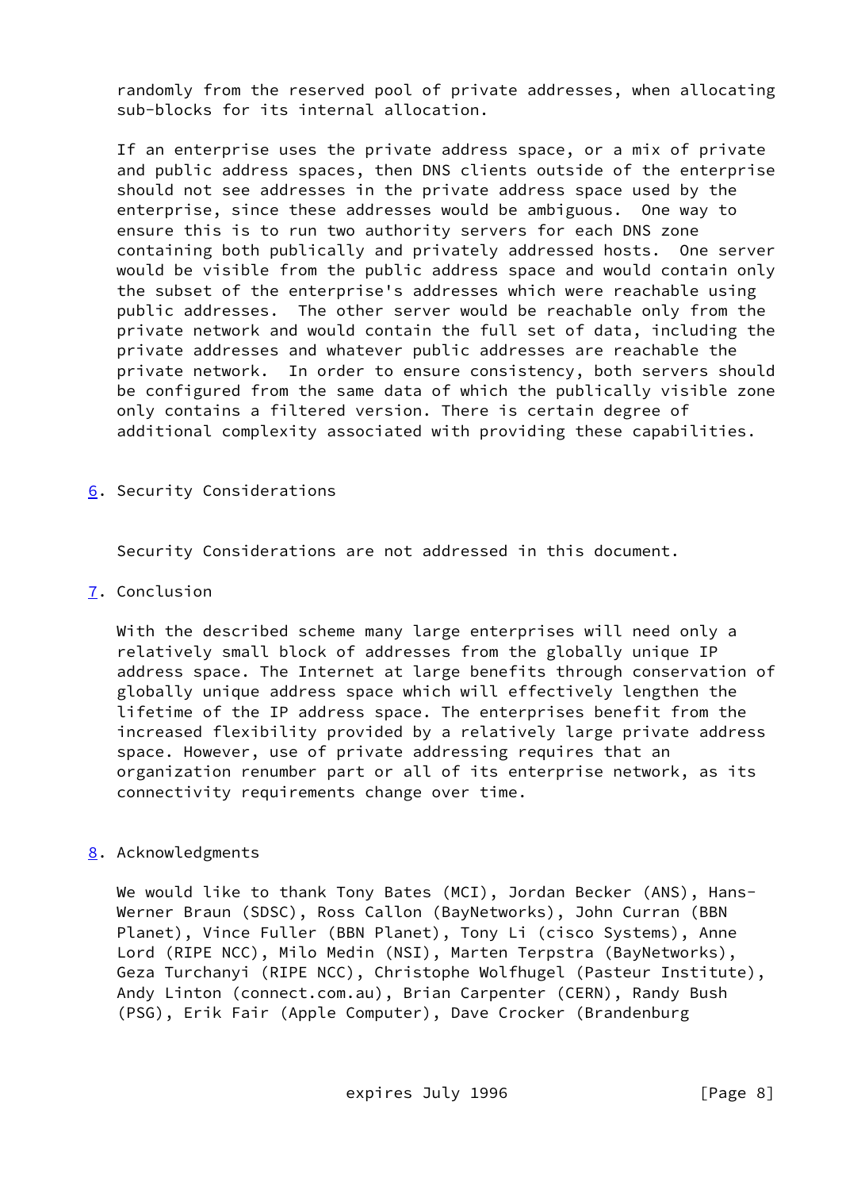randomly from the reserved pool of private addresses, when allocating sub-blocks for its internal allocation.

If an enterprise uses the private address space, or a mix of private and public address spaces, then DNS clients outside of the enterprise should not see addresses in the private address space used by the enterprise, since these addresses would be ambiguous. One way to ensure this is to run two authority servers for each DNS zone containing both publically and privately addressed hosts. One server would be visible from the public address space and would contain only the subset of the enterprise's addresses which were reachable using public addresses. The other server would be reachable only from the private network and would contain the full set of data, including the private addresses and whatever public addresses are reachable the private network. In order to ensure consistency, both servers should be configured from the same data of which the publically visible zone only contains a filtered version. There is certain degree of additional complexity associated with providing these capabilities.

## 6. Security Considerations

Security Considerations are not addressed in this document.

## 7. Conclusion

With the described scheme many large enterprises will need only a relatively small block of addresses from the globally unique IP address space. The Internet at large benefits through conservation of globally unique address space which will effectively lengthen the lifetime of the IP address space. The enterprises benefit from the increased flexibility provided by a relatively large private address space. However, use of private addressing requires that an organization renumber part or all of its enterprise network, as its connectivity requirements change over time.

## 8. Acknowledgments

We would like to thank Tony Bates (MCI), Jordan Becker (ANS), Hans-Werner Braun (SDSC), Ross Callon (BayNetworks), John Curran (BBN Planet), Vince Fuller (BBN Planet), Tony Li (cisco Systems), Anne Lord (RIPE NCC), Milo Medin (NSI), Marten Terpstra (BayNetworks), Geza Turchanyi (RIPE NCC), Christophe Wolfhugel (Pasteur Institute), Andy Linton (connect.com.au), Brian Carpenter (CERN), Randy Bush (PSG), Erik Fair (Apple Computer), Dave Crocker (Brandenburg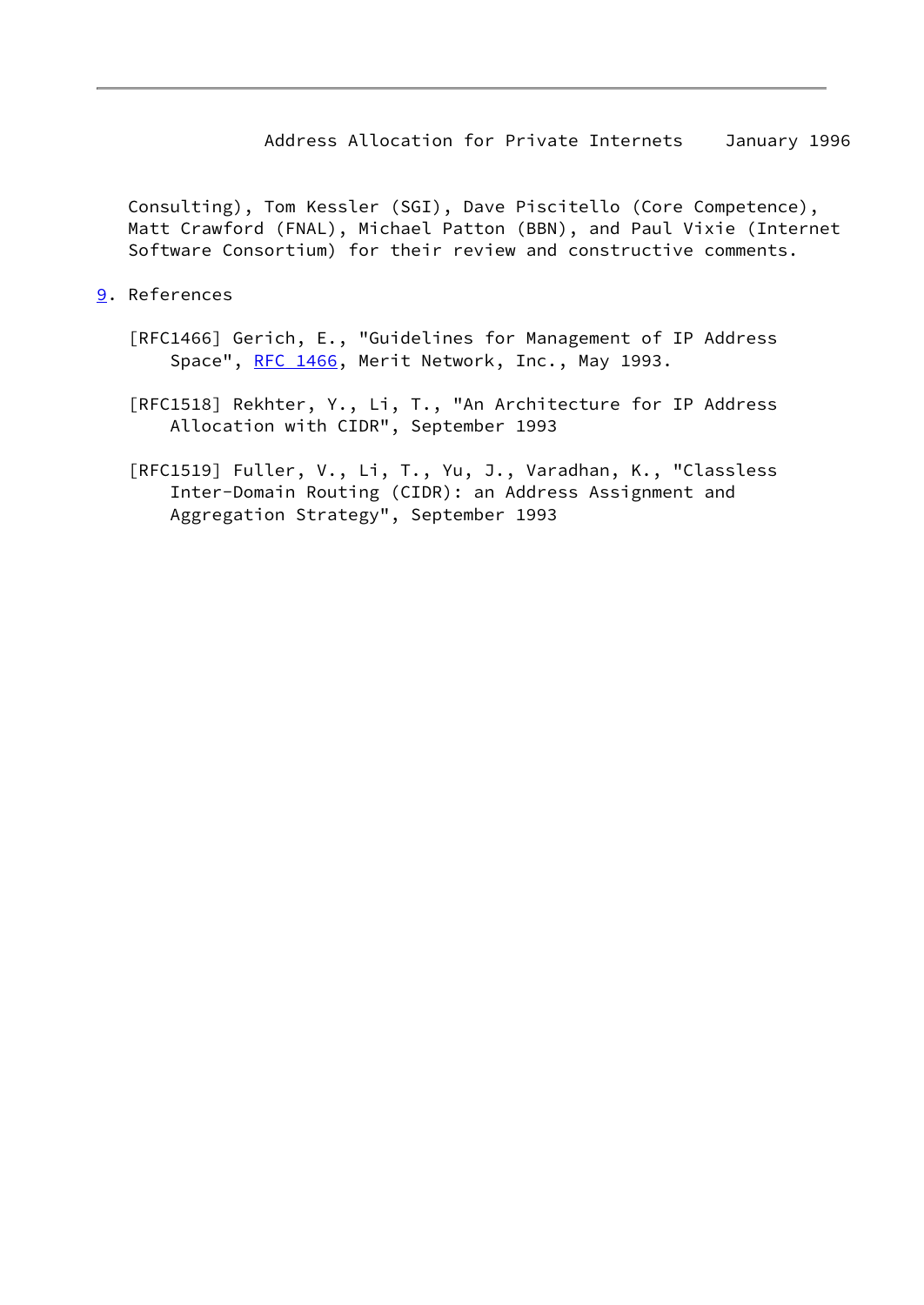Consulting), Tom Kessler (SGI), Dave Piscitello (Core Competence), Matt Crawford (FNAL), Michael Patton (BBN), and Paul Vixie (Internet Software Consortium) for their review and constructive comments.

## 9. References

[RFC1466] Gerich, E., "Guidelines for Management of IP Address Space", RFC 1466, Merit Network, Inc., May 1993.

[RFC1518] Rekhter, Y., Li, T., "An Architecture for IP Address Allocation with CIDR", September 1993

[RFC1519] Fuller, V., Li, T., Yu, J., Varadhan, K., "Classless Inter-Domain Routing (CIDR): an Address Assignment and Aggregation Strategy", September 1993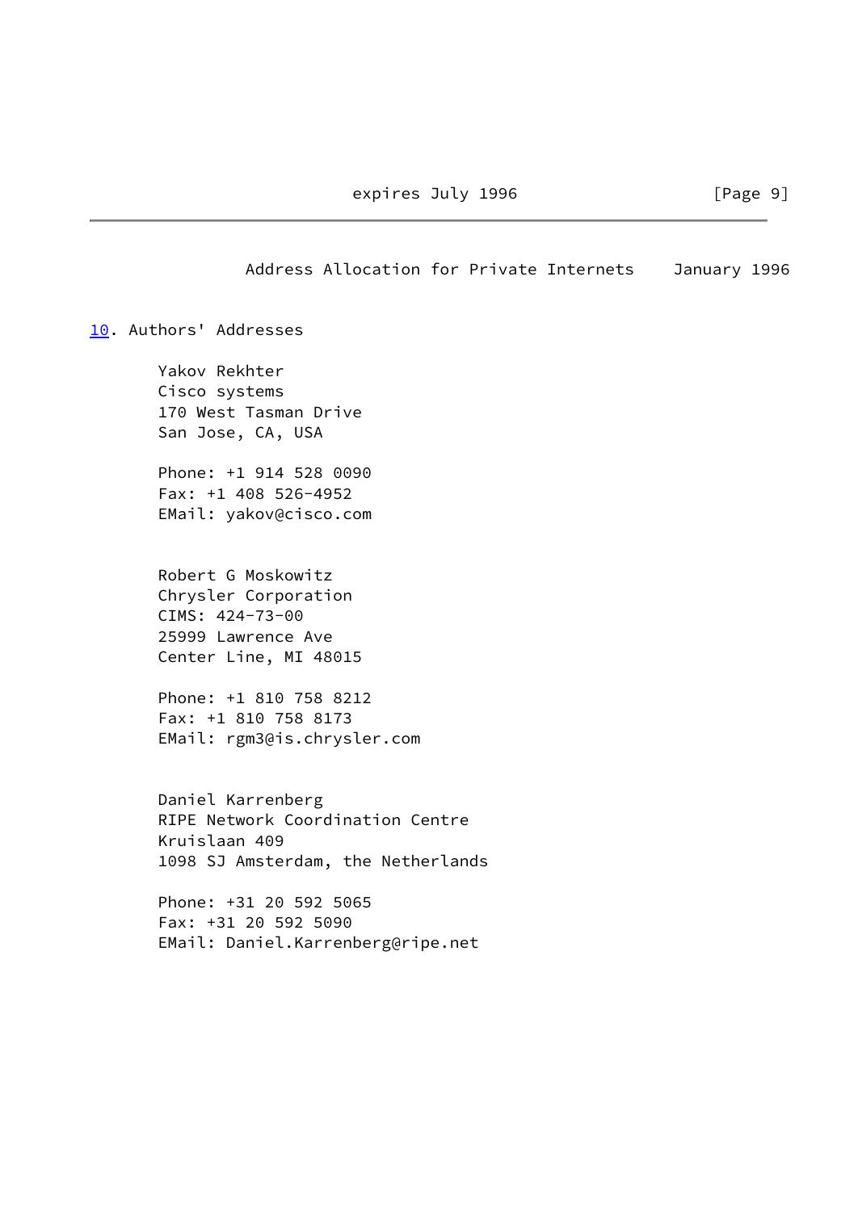## 10. Authors' Addresses

Yakov Rekhter
Cisco systems
170 West Tasman Drive
San Jose, CA, USA

Phone: +1 914 528 0090
Fax: +1 408 526-4952
EMail: yakov@cisco.com

Robert G Moskowitz
Chrysler Corporation
CIMS: 424-73-00
25999 Lawrence Ave
Center Line, MI 48015

Phone: +1 810 758 8212
Fax: +1 810 758 8173
EMail: rgm3@is.chrysler.com

Daniel Karrenberg
RIPE Network Coordination Centre
Kruislaan 409
1098 SJ Amsterdam, the Netherlands

Phone: +31 20 592 5065
Fax: +31 20 592 5090
EMail: Daniel.Karrenberg@ripe.net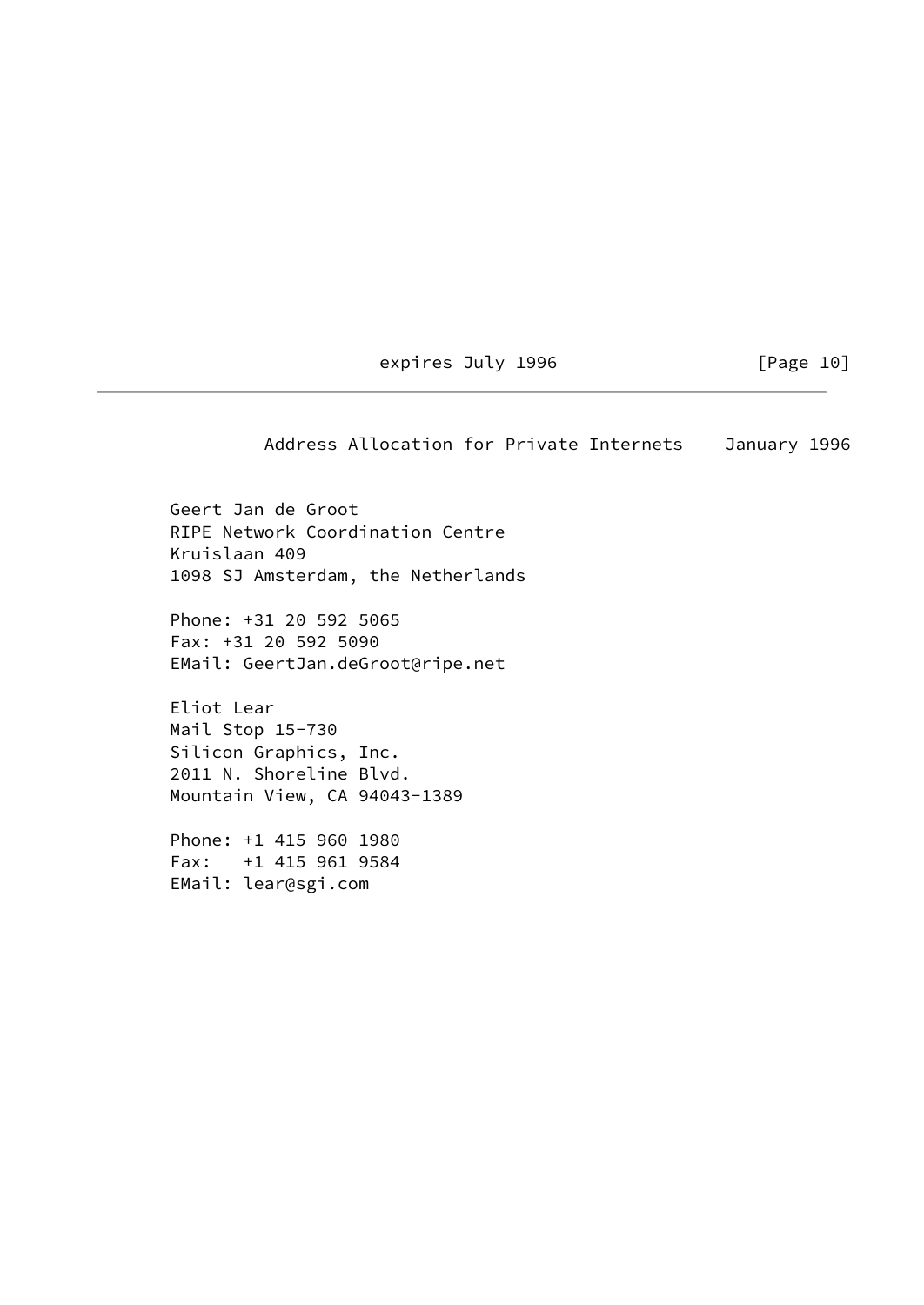Geert Jan de Groot
RIPE Network Coordination Centre
Kruislaan 409
1098 SJ Amsterdam, the Netherlands

Phone: +31 20 592 5065
Fax: +31 20 592 5090
EMail: GeertJan.deGroot@ripe.net

Eliot Lear
Mail Stop 15-730
Silicon Graphics, Inc.
2011 N. Shoreline Blvd.
Mountain View, CA 94043-1389

Phone: +1 415 960 1980
Fax: +1 415 961 9584
EMail: lear@sgi.com